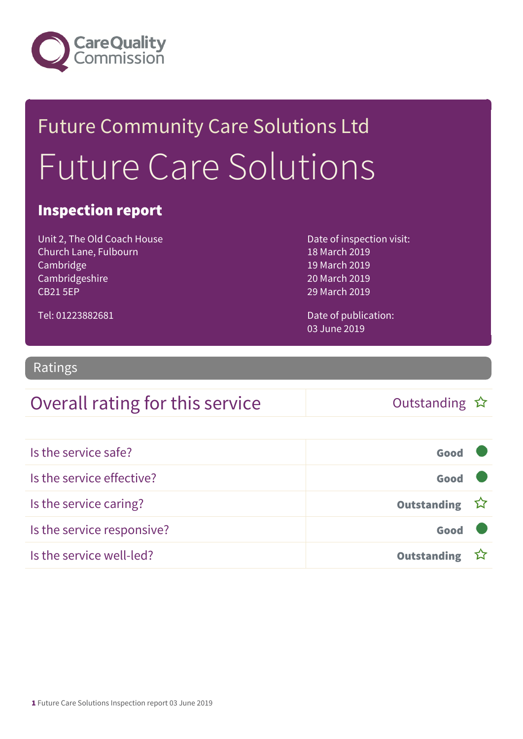Care Quality Commission

Future Community Care Solutions Ltd

# Future Care Solutions

## Inspection report

Unit 2, The Old Coach House
Church Lane, Fulbourn
Cambridge
Cambridgeshire
CB21 5EP

Tel: 01223882681

Date of inspection visit:
18 March 2019
19 March 2019
20 March 2019
29 March 2019

Date of publication:
03 June 2019

## Ratings

| Overall rating for this service | Outstanding ☆ |
|---|---|

| | |
|---|---|
| Is the service safe? | Good |
| Is the service effective? | Good |
| Is the service caring? | Outstanding ☆ |
| Is the service responsive? | Good |
| Is the service well-led? | Outstanding ☆ |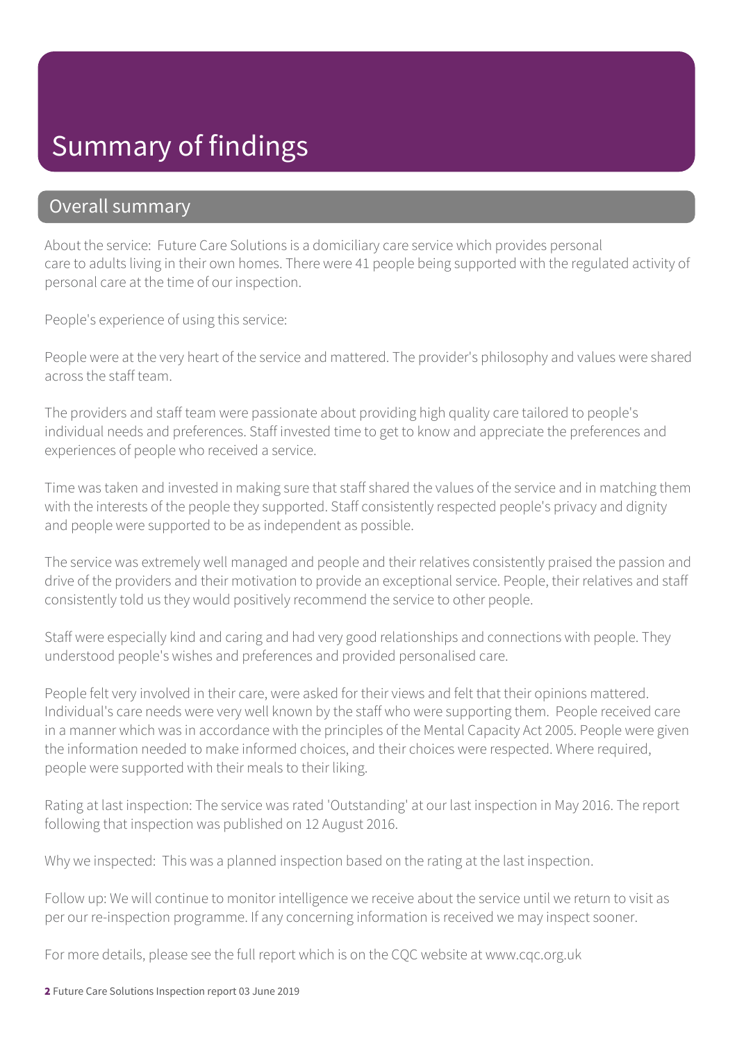# Summary of findings

## Overall summary

About the service: Future Care Solutions is a domiciliary care service which provides personal care to adults living in their own homes. There were 41 people being supported with the regulated activity of personal care at the time of our inspection.

People's experience of using this service:

People were at the very heart of the service and mattered. The provider's philosophy and values were shared across the staff team.

The providers and staff team were passionate about providing high quality care tailored to people's individual needs and preferences. Staff invested time to get to know and appreciate the preferences and experiences of people who received a service.

Time was taken and invested in making sure that staff shared the values of the service and in matching them with the interests of the people they supported. Staff consistently respected people's privacy and dignity and people were supported to be as independent as possible.

The service was extremely well managed and people and their relatives consistently praised the passion and drive of the providers and their motivation to provide an exceptional service. People, their relatives and staff consistently told us they would positively recommend the service to other people.

Staff were especially kind and caring and had very good relationships and connections with people. They understood people's wishes and preferences and provided personalised care.

People felt very involved in their care, were asked for their views and felt that their opinions mattered. Individual's care needs were very well known by the staff who were supporting them. People received care in a manner which was in accordance with the principles of the Mental Capacity Act 2005. People were given the information needed to make informed choices, and their choices were respected. Where required, people were supported with their meals to their liking.

Rating at last inspection: The service was rated 'Outstanding' at our last inspection in May 2016. The report following that inspection was published on 12 August 2016.

Why we inspected: This was a planned inspection based on the rating at the last inspection.

Follow up: We will continue to monitor intelligence we receive about the service until we return to visit as per our re-inspection programme. If any concerning information is received we may inspect sooner.

For more details, please see the full report which is on the CQC website at www.cqc.org.uk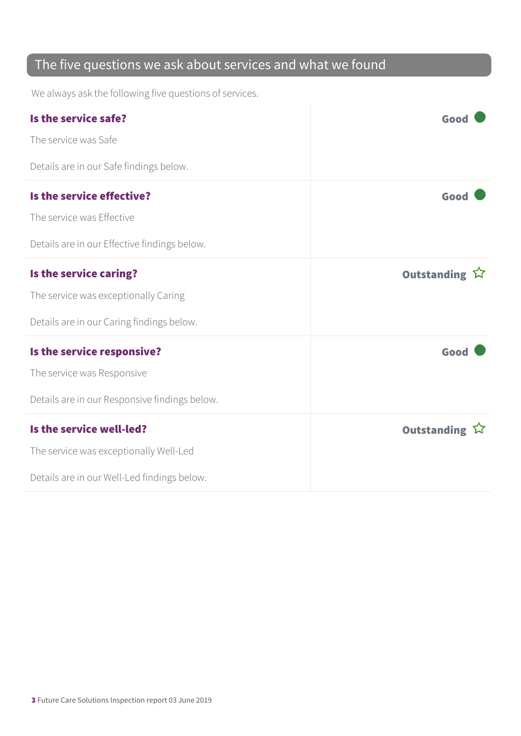## The five questions we ask about services and what we found

We always ask the following five questions of services.

**Is the service safe?** — **Good**

The service was Safe

Details are in our Safe findings below.

**Is the service effective?** — **Good**

The service was Effective

Details are in our Effective findings below.

**Is the service caring?** — **Outstanding** ☆

The service was exceptionally Caring

Details are in our Caring findings below.

**Is the service responsive?** — **Good**

The service was Responsive

Details are in our Responsive findings below.

**Is the service well-led?** — **Outstanding** ☆

The service was exceptionally Well-Led

Details are in our Well-Led findings below.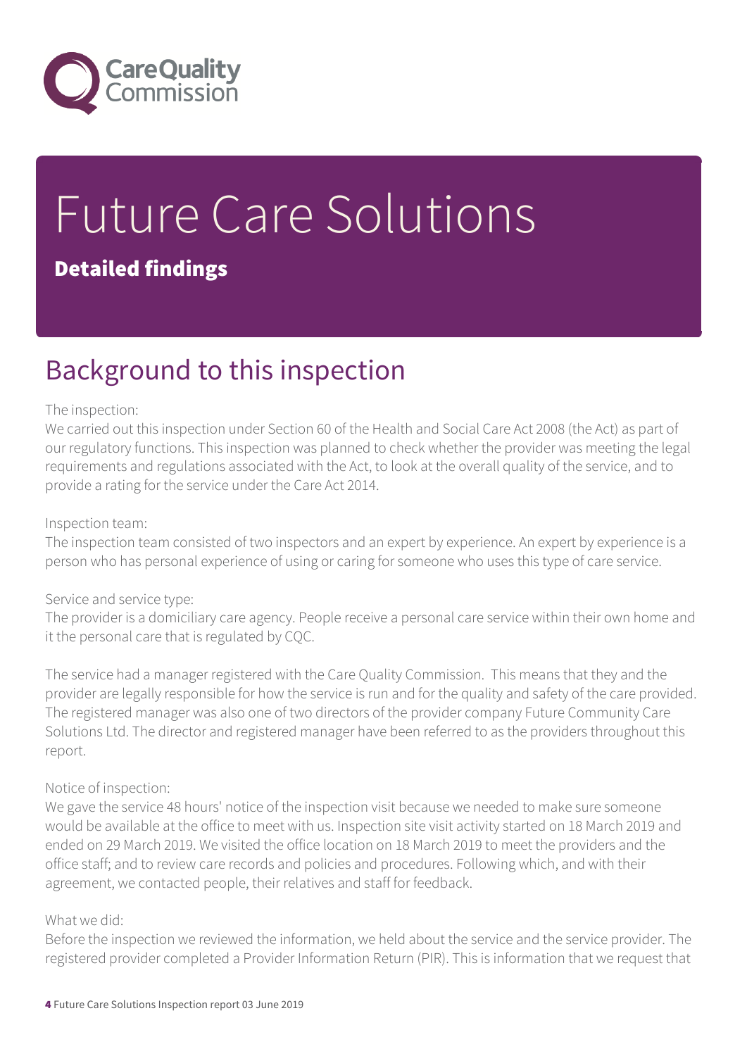# Future Care Solutions

**Detailed findings**

## Background to this inspection

The inspection:
We carried out this inspection under Section 60 of the Health and Social Care Act 2008 (the Act) as part of our regulatory functions. This inspection was planned to check whether the provider was meeting the legal requirements and regulations associated with the Act, to look at the overall quality of the service, and to provide a rating for the service under the Care Act 2014.

Inspection team:
The inspection team consisted of two inspectors and an expert by experience. An expert by experience is a person who has personal experience of using or caring for someone who uses this type of care service.

Service and service type:
The provider is a domiciliary care agency. People receive a personal care service within their own home and it the personal care that is regulated by CQC.

The service had a manager registered with the Care Quality Commission. This means that they and the provider are legally responsible for how the service is run and for the quality and safety of the care provided. The registered manager was also one of two directors of the provider company Future Community Care Solutions Ltd. The director and registered manager have been referred to as the providers throughout this report.

Notice of inspection:
We gave the service 48 hours' notice of the inspection visit because we needed to make sure someone would be available at the office to meet with us. Inspection site visit activity started on 18 March 2019 and ended on 29 March 2019. We visited the office location on 18 March 2019 to meet the providers and the office staff; and to review care records and policies and procedures. Following which, and with their agreement, we contacted people, their relatives and staff for feedback.

What we did:
Before the inspection we reviewed the information, we held about the service and the service provider. The registered provider completed a Provider Information Return (PIR). This is information that we request that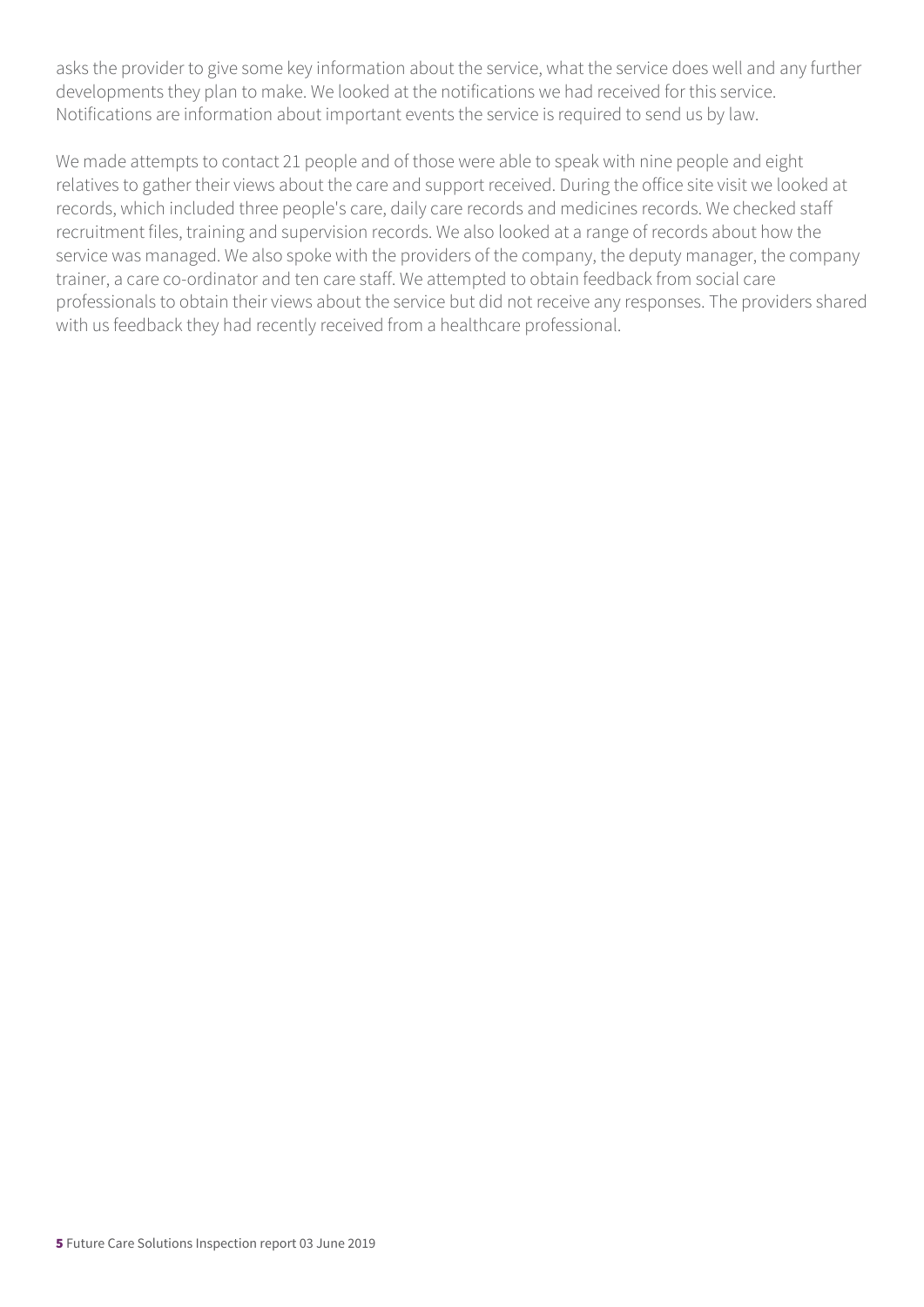asks the provider to give some key information about the service, what the service does well and any further developments they plan to make. We looked at the notifications we had received for this service. Notifications are information about important events the service is required to send us by law.

We made attempts to contact 21 people and of those were able to speak with nine people and eight relatives to gather their views about the care and support received. During the office site visit we looked at records, which included three people's care, daily care records and medicines records. We checked staff recruitment files, training and supervision records. We also looked at a range of records about how the service was managed. We also spoke with the providers of the company, the deputy manager, the company trainer, a care co-ordinator and ten care staff. We attempted to obtain feedback from social care professionals to obtain their views about the service but did not receive any responses. The providers shared with us feedback they had recently received from a healthcare professional.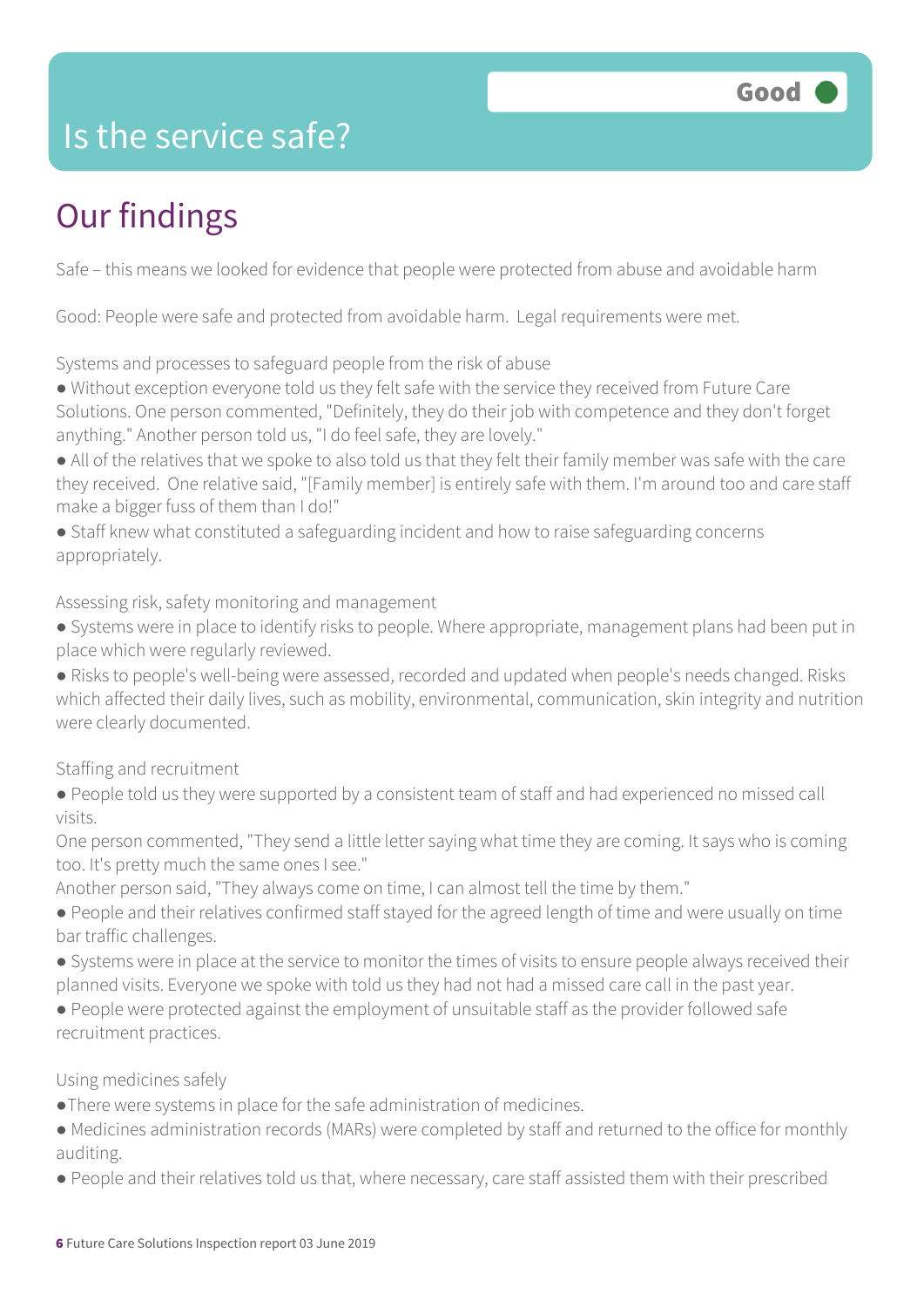# Is the service safe?

**Good**

## Our findings

Safe – this means we looked for evidence that people were protected from abuse and avoidable harm

Good: People were safe and protected from avoidable harm. Legal requirements were met.

Systems and processes to safeguard people from the risk of abuse

- Without exception everyone told us they felt safe with the service they received from Future Care Solutions. One person commented, "Definitely, they do their job with competence and they don't forget anything." Another person told us, "I do feel safe, they are lovely."
- All of the relatives that we spoke to also told us that they felt their family member was safe with the care they received. One relative said, "[Family member] is entirely safe with them. I'm around too and care staff make a bigger fuss of them than I do!"
- Staff knew what constituted a safeguarding incident and how to raise safeguarding concerns appropriately.

Assessing risk, safety monitoring and management

- Systems were in place to identify risks to people. Where appropriate, management plans had been put in place which were regularly reviewed.
- Risks to people's well-being were assessed, recorded and updated when people's needs changed. Risks which affected their daily lives, such as mobility, environmental, communication, skin integrity and nutrition were clearly documented.

Staffing and recruitment

- People told us they were supported by a consistent team of staff and had experienced no missed call visits.

One person commented, "They send a little letter saying what time they are coming. It says who is coming too. It's pretty much the same ones I see."

Another person said, "They always come on time, I can almost tell the time by them."

- People and their relatives confirmed staff stayed for the agreed length of time and were usually on time bar traffic challenges.
- Systems were in place at the service to monitor the times of visits to ensure people always received their planned visits. Everyone we spoke with told us they had not had a missed care call in the past year.
- People were protected against the employment of unsuitable staff as the provider followed safe recruitment practices.

Using medicines safely

- There were systems in place for the safe administration of medicines.
- Medicines administration records (MARs) were completed by staff and returned to the office for monthly auditing.
- People and their relatives told us that, where necessary, care staff assisted them with their prescribed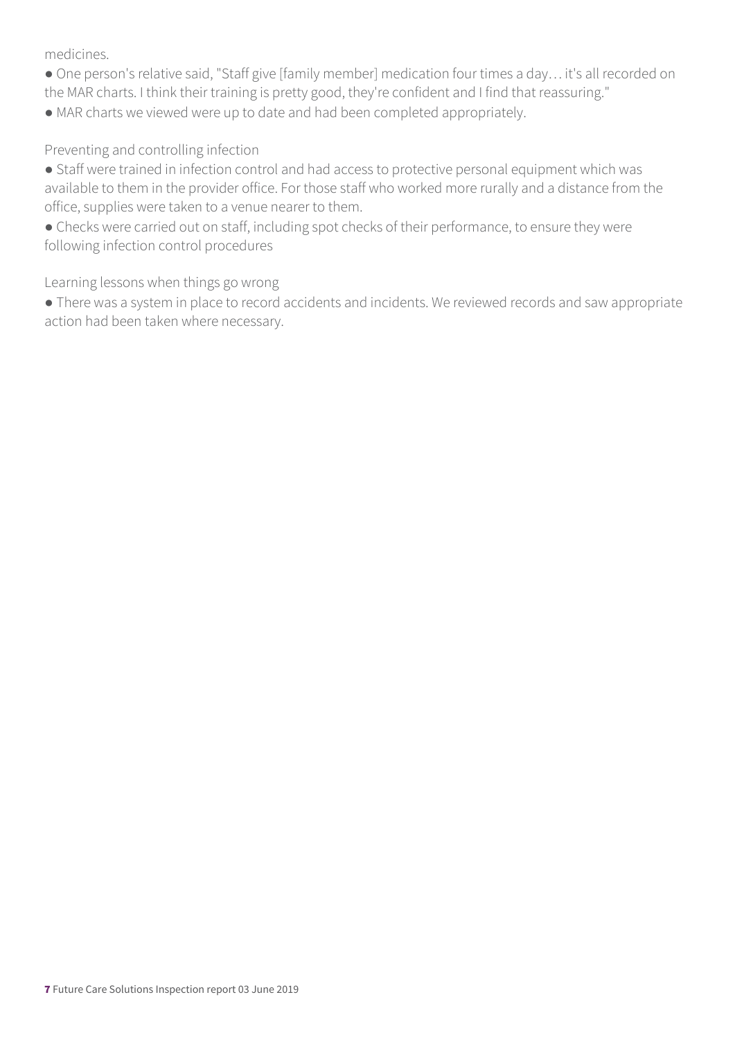medicines.

- One person's relative said, "Staff give [family member] medication four times a day… it's all recorded on the MAR charts. I think their training is pretty good, they're confident and I find that reassuring."
- MAR charts we viewed were up to date and had been completed appropriately.

Preventing and controlling infection

- Staff were trained in infection control and had access to protective personal equipment which was available to them in the provider office. For those staff who worked more rurally and a distance from the office, supplies were taken to a venue nearer to them.
- Checks were carried out on staff, including spot checks of their performance, to ensure they were following infection control procedures

Learning lessons when things go wrong

- There was a system in place to record accidents and incidents. We reviewed records and saw appropriate action had been taken where necessary.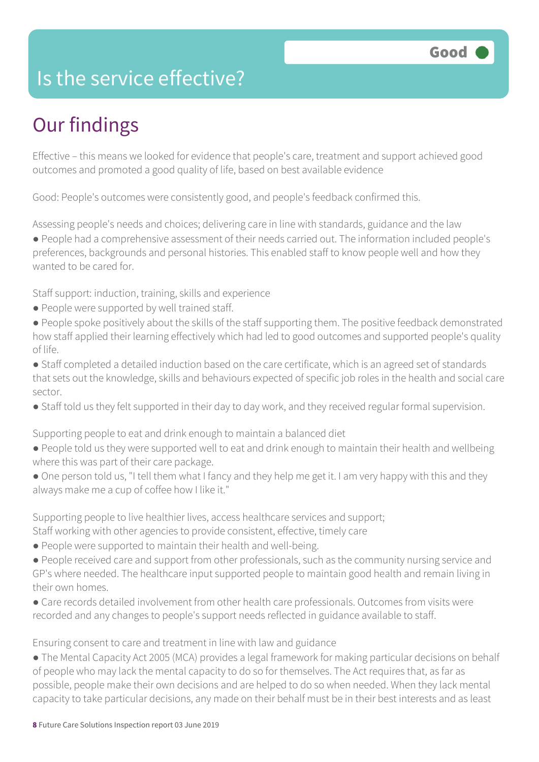# Is the service effective?

Good

## Our findings

Effective – this means we looked for evidence that people's care, treatment and support achieved good outcomes and promoted a good quality of life, based on best available evidence

Good: People's outcomes were consistently good, and people's feedback confirmed this.

Assessing people's needs and choices; delivering care in line with standards, guidance and the law

- People had a comprehensive assessment of their needs carried out. The information included people's preferences, backgrounds and personal histories. This enabled staff to know people well and how they wanted to be cared for.

Staff support: induction, training, skills and experience

- People were supported by well trained staff.
- People spoke positively about the skills of the staff supporting them. The positive feedback demonstrated how staff applied their learning effectively which had led to good outcomes and supported people's quality of life.
- Staff completed a detailed induction based on the care certificate, which is an agreed set of standards that sets out the knowledge, skills and behaviours expected of specific job roles in the health and social care sector.
- Staff told us they felt supported in their day to day work, and they received regular formal supervision.

Supporting people to eat and drink enough to maintain a balanced diet

- People told us they were supported well to eat and drink enough to maintain their health and wellbeing where this was part of their care package.
- One person told us, "I tell them what I fancy and they help me get it. I am very happy with this and they always make me a cup of coffee how I like it."

Supporting people to live healthier lives, access healthcare services and support;
Staff working with other agencies to provide consistent, effective, timely care

- People were supported to maintain their health and well-being.
- People received care and support from other professionals, such as the community nursing service and GP's where needed. The healthcare input supported people to maintain good health and remain living in their own homes.
- Care records detailed involvement from other health care professionals. Outcomes from visits were recorded and any changes to people's support needs reflected in guidance available to staff.

Ensuring consent to care and treatment in line with law and guidance

- The Mental Capacity Act 2005 (MCA) provides a legal framework for making particular decisions on behalf of people who may lack the mental capacity to do so for themselves. The Act requires that, as far as possible, people make their own decisions and are helped to do so when needed. When they lack mental capacity to take particular decisions, any made on their behalf must be in their best interests and as least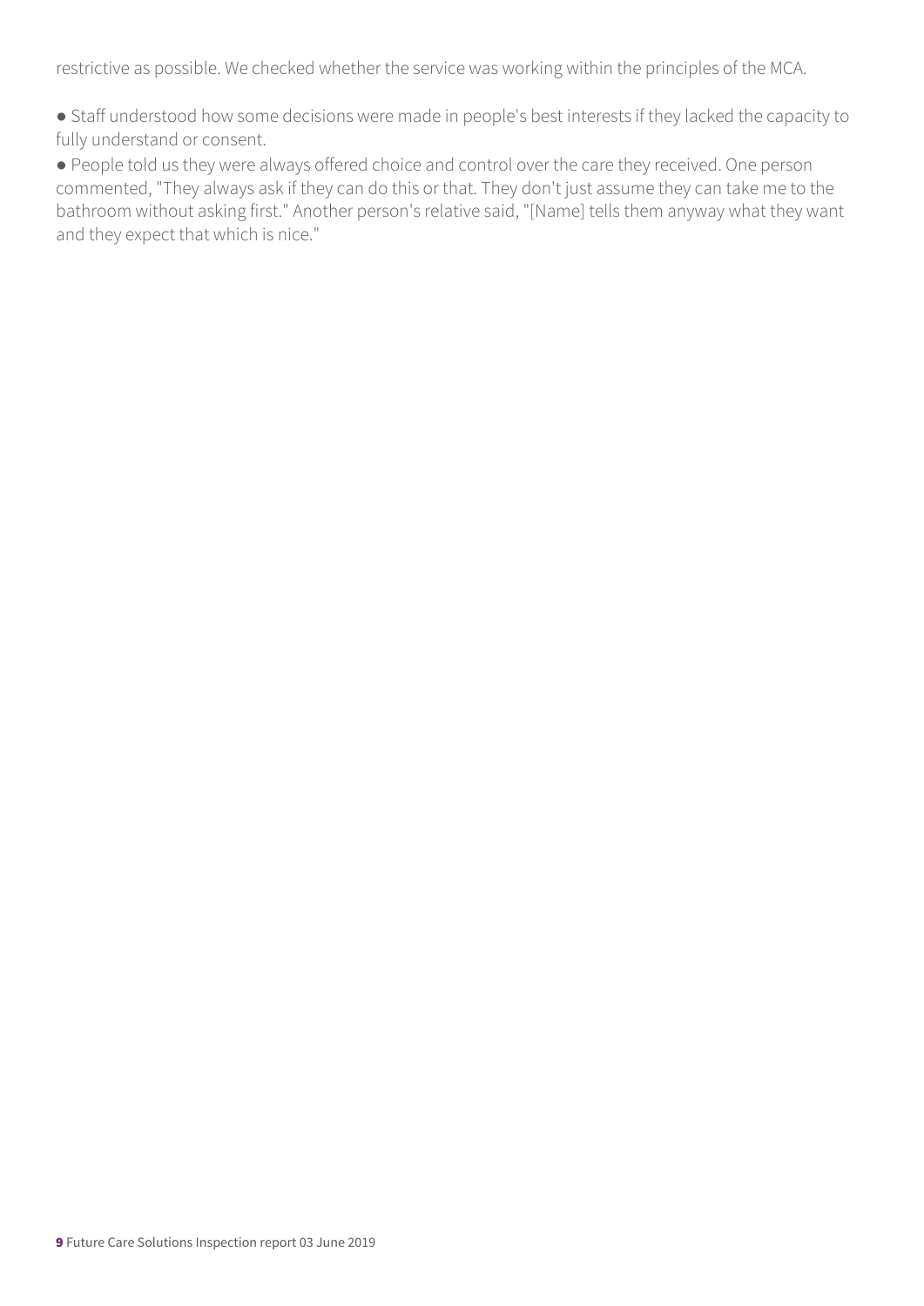restrictive as possible. We checked whether the service was working within the principles of the MCA.

- Staff understood how some decisions were made in people's best interests if they lacked the capacity to fully understand or consent.
- People told us they were always offered choice and control over the care they received. One person commented, "They always ask if they can do this or that. They don't just assume they can take me to the bathroom without asking first." Another person's relative said, "[Name] tells them anyway what they want and they expect that which is nice."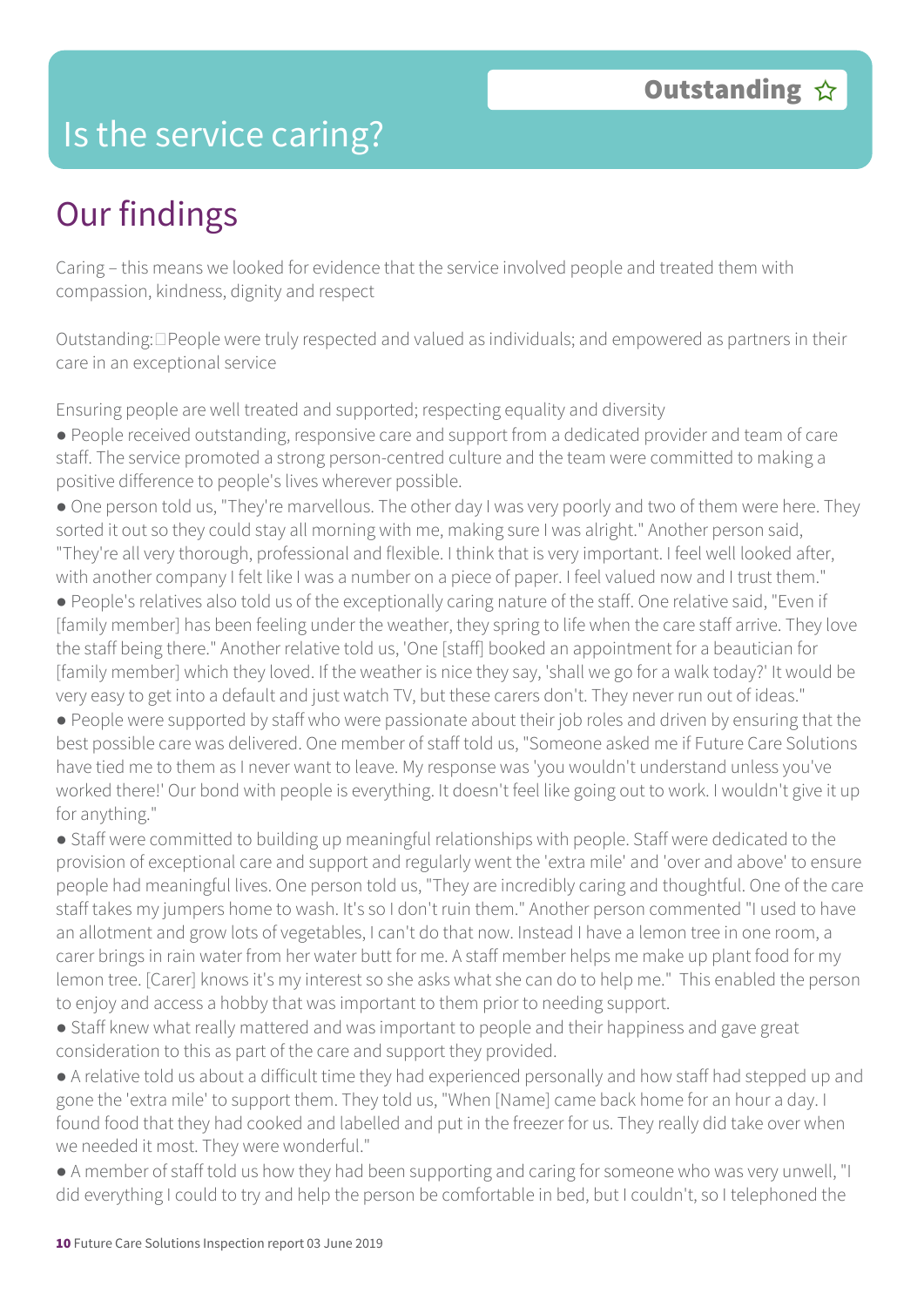# Is the service caring?

**Outstanding ☆**

## Our findings

Caring – this means we looked for evidence that the service involved people and treated them with compassion, kindness, dignity and respect

Outstanding: People were truly respected and valued as individuals; and empowered as partners in their care in an exceptional service

Ensuring people are well treated and supported; respecting equality and diversity

- People received outstanding, responsive care and support from a dedicated provider and team of care staff. The service promoted a strong person-centred culture and the team were committed to making a positive difference to people's lives wherever possible.
- One person told us, "They're marvellous. The other day I was very poorly and two of them were here. They sorted it out so they could stay all morning with me, making sure I was alright." Another person said, "They're all very thorough, professional and flexible. I think that is very important. I feel well looked after, with another company I felt like I was a number on a piece of paper. I feel valued now and I trust them."
- People's relatives also told us of the exceptionally caring nature of the staff. One relative said, "Even if [family member] has been feeling under the weather, they spring to life when the care staff arrive. They love the staff being there." Another relative told us, 'One [staff] booked an appointment for a beautician for [family member] which they loved. If the weather is nice they say, 'shall we go for a walk today?' It would be very easy to get into a default and just watch TV, but these carers don't. They never run out of ideas."
- People were supported by staff who were passionate about their job roles and driven by ensuring that the best possible care was delivered. One member of staff told us, "Someone asked me if Future Care Solutions have tied me to them as I never want to leave. My response was 'you wouldn't understand unless you've worked there!' Our bond with people is everything. It doesn't feel like going out to work. I wouldn't give it up for anything."
- Staff were committed to building up meaningful relationships with people. Staff were dedicated to the provision of exceptional care and support and regularly went the 'extra mile' and 'over and above' to ensure people had meaningful lives. One person told us, "They are incredibly caring and thoughtful. One of the care staff takes my jumpers home to wash. It's so I don't ruin them." Another person commented "I used to have an allotment and grow lots of vegetables, I can't do that now. Instead I have a lemon tree in one room, a carer brings in rain water from her water butt for me. A staff member helps me make up plant food for my lemon tree. [Carer] knows it's my interest so she asks what she can do to help me." This enabled the person to enjoy and access a hobby that was important to them prior to needing support.
- Staff knew what really mattered and was important to people and their happiness and gave great consideration to this as part of the care and support they provided.
- A relative told us about a difficult time they had experienced personally and how staff had stepped up and gone the 'extra mile' to support them. They told us, "When [Name] came back home for an hour a day. I found food that they had cooked and labelled and put in the freezer for us. They really did take over when we needed it most. They were wonderful."
- A member of staff told us how they had been supporting and caring for someone who was very unwell, "I did everything I could to try and help the person be comfortable in bed, but I couldn't, so I telephoned the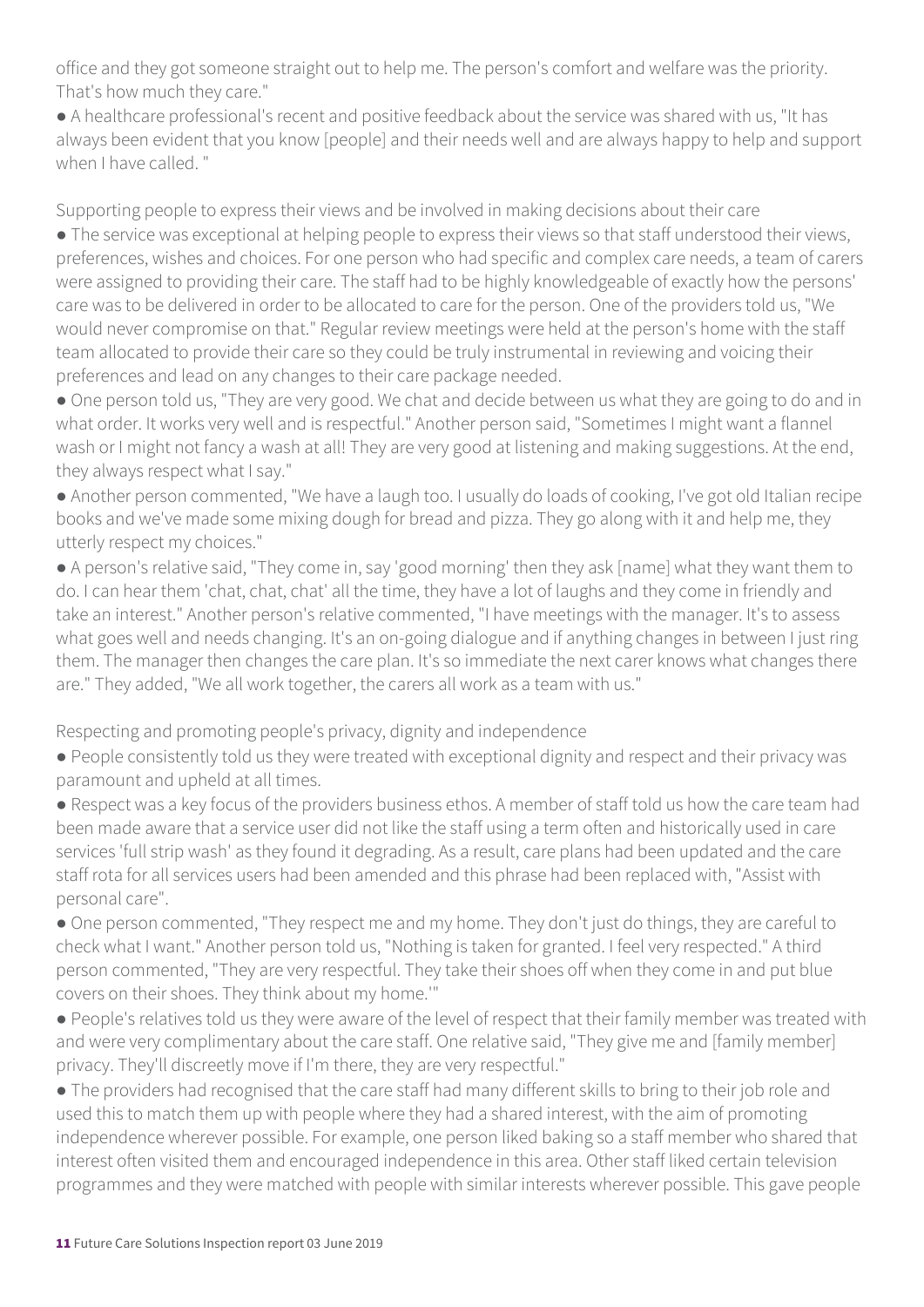office and they got someone straight out to help me. The person's comfort and welfare was the priority. That's how much they care."

- A healthcare professional's recent and positive feedback about the service was shared with us, "It has always been evident that you know [people] and their needs well and are always happy to help and support when I have called. "

Supporting people to express their views and be involved in making decisions about their care

- The service was exceptional at helping people to express their views so that staff understood their views, preferences, wishes and choices. For one person who had specific and complex care needs, a team of carers were assigned to providing their care. The staff had to be highly knowledgeable of exactly how the persons' care was to be delivered in order to be allocated to care for the person. One of the providers told us, "We would never compromise on that." Regular review meetings were held at the person's home with the staff team allocated to provide their care so they could be truly instrumental in reviewing and voicing their preferences and lead on any changes to their care package needed.
- One person told us, "They are very good. We chat and decide between us what they are going to do and in what order. It works very well and is respectful." Another person said, "Sometimes I might want a flannel wash or I might not fancy a wash at all! They are very good at listening and making suggestions. At the end, they always respect what I say."
- Another person commented, "We have a laugh too. I usually do loads of cooking, I've got old Italian recipe books and we've made some mixing dough for bread and pizza. They go along with it and help me, they utterly respect my choices."
- A person's relative said, "They come in, say 'good morning' then they ask [name] what they want them to do. I can hear them 'chat, chat, chat' all the time, they have a lot of laughs and they come in friendly and take an interest." Another person's relative commented, "I have meetings with the manager. It's to assess what goes well and needs changing. It's an on-going dialogue and if anything changes in between I just ring them. The manager then changes the care plan. It's so immediate the next carer knows what changes there are." They added, "We all work together, the carers all work as a team with us."

Respecting and promoting people's privacy, dignity and independence

- People consistently told us they were treated with exceptional dignity and respect and their privacy was paramount and upheld at all times.
- Respect was a key focus of the providers business ethos. A member of staff told us how the care team had been made aware that a service user did not like the staff using a term often and historically used in care services 'full strip wash' as they found it degrading. As a result, care plans had been updated and the care staff rota for all services users had been amended and this phrase had been replaced with, "Assist with personal care".
- One person commented, "They respect me and my home. They don't just do things, they are careful to check what I want." Another person told us, "Nothing is taken for granted. I feel very respected." A third person commented, "They are very respectful. They take their shoes off when they come in and put blue covers on their shoes. They think about my home.'"
- People's relatives told us they were aware of the level of respect that their family member was treated with and were very complimentary about the care staff. One relative said, "They give me and [family member] privacy. They'll discreetly move if I'm there, they are very respectful."
- The providers had recognised that the care staff had many different skills to bring to their job role and used this to match them up with people where they had a shared interest, with the aim of promoting independence wherever possible. For example, one person liked baking so a staff member who shared that interest often visited them and encouraged independence in this area. Other staff liked certain television programmes and they were matched with people with similar interests wherever possible. This gave people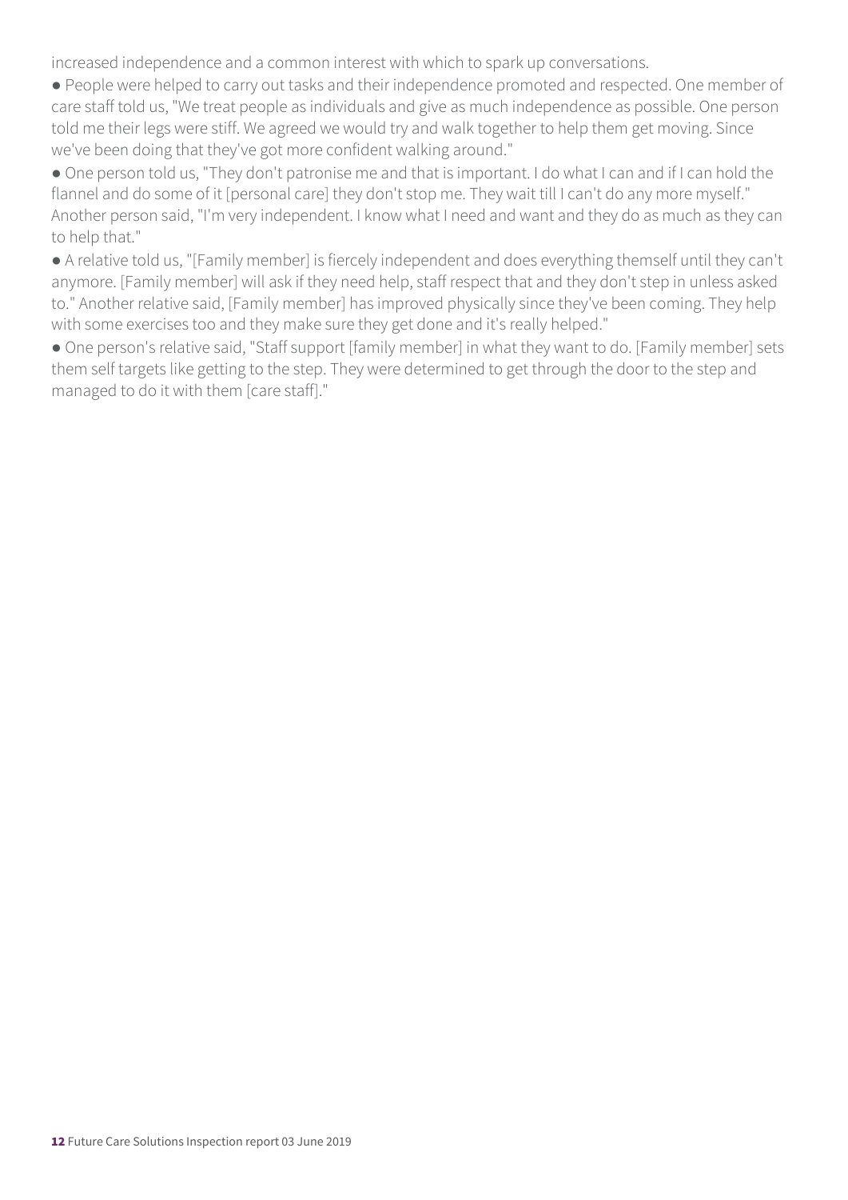increased independence and a common interest with which to spark up conversations.

- People were helped to carry out tasks and their independence promoted and respected. One member of care staff told us, "We treat people as individuals and give as much independence as possible. One person told me their legs were stiff. We agreed we would try and walk together to help them get moving. Since we've been doing that they've got more confident walking around."
- One person told us, "They don't patronise me and that is important. I do what I can and if I can hold the flannel and do some of it [personal care] they don't stop me. They wait till I can't do any more myself." Another person said, "I'm very independent. I know what I need and want and they do as much as they can to help that."
- A relative told us, "[Family member] is fiercely independent and does everything themself until they can't anymore. [Family member] will ask if they need help, staff respect that and they don't step in unless asked to." Another relative said, [Family member] has improved physically since they've been coming. They help with some exercises too and they make sure they get done and it's really helped."
- One person's relative said, "Staff support [family member] in what they want to do. [Family member] sets them self targets like getting to the step. They were determined to get through the door to the step and managed to do it with them [care staff]."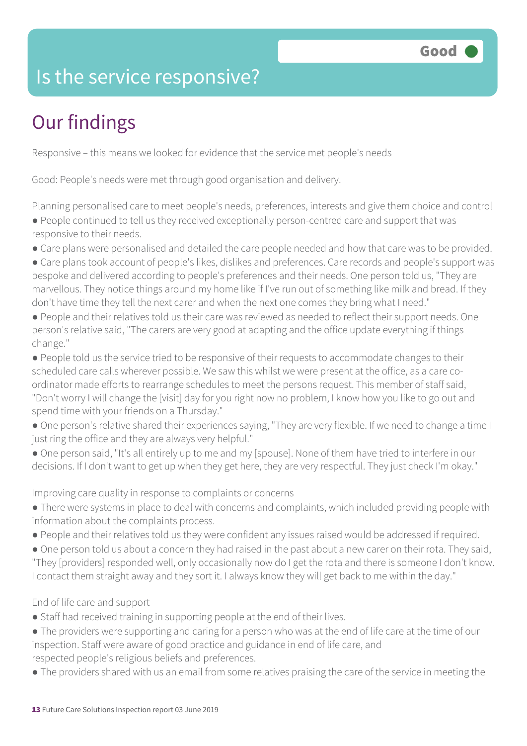# Is the service responsive?

**Good**

## Our findings

Responsive – this means we looked for evidence that the service met people's needs

Good: People's needs were met through good organisation and delivery.

Planning personalised care to meet people's needs, preferences, interests and give them choice and control

- People continued to tell us they received exceptionally person-centred care and support that was responsive to their needs.
- Care plans were personalised and detailed the care people needed and how that care was to be provided.
- Care plans took account of people's likes, dislikes and preferences. Care records and people's support was bespoke and delivered according to people's preferences and their needs. One person told us, "They are marvellous. They notice things around my home like if I've run out of something like milk and bread. If they don't have time they tell the next carer and when the next one comes they bring what I need."
- People and their relatives told us their care was reviewed as needed to reflect their support needs. One person's relative said, "The carers are very good at adapting and the office update everything if things change."
- People told us the service tried to be responsive of their requests to accommodate changes to their scheduled care calls wherever possible. We saw this whilst we were present at the office, as a care co-ordinator made efforts to rearrange schedules to meet the persons request. This member of staff said, "Don't worry I will change the [visit] day for you right now no problem, I know how you like to go out and spend time with your friends on a Thursday."
- One person's relative shared their experiences saying, "They are very flexible. If we need to change a time I just ring the office and they are always very helpful."
- One person said, "It's all entirely up to me and my [spouse]. None of them have tried to interfere in our decisions. If I don't want to get up when they get here, they are very respectful. They just check I'm okay."

Improving care quality in response to complaints or concerns

- There were systems in place to deal with concerns and complaints, which included providing people with information about the complaints process.
- People and their relatives told us they were confident any issues raised would be addressed if required.
- One person told us about a concern they had raised in the past about a new carer on their rota. They said, "They [providers] responded well, only occasionally now do I get the rota and there is someone I don't know. I contact them straight away and they sort it. I always know they will get back to me within the day."

End of life care and support

- Staff had received training in supporting people at the end of their lives.
- The providers were supporting and caring for a person who was at the end of life care at the time of our inspection. Staff were aware of good practice and guidance in end of life care, and respected people's religious beliefs and preferences.
- The providers shared with us an email from some relatives praising the care of the service in meeting the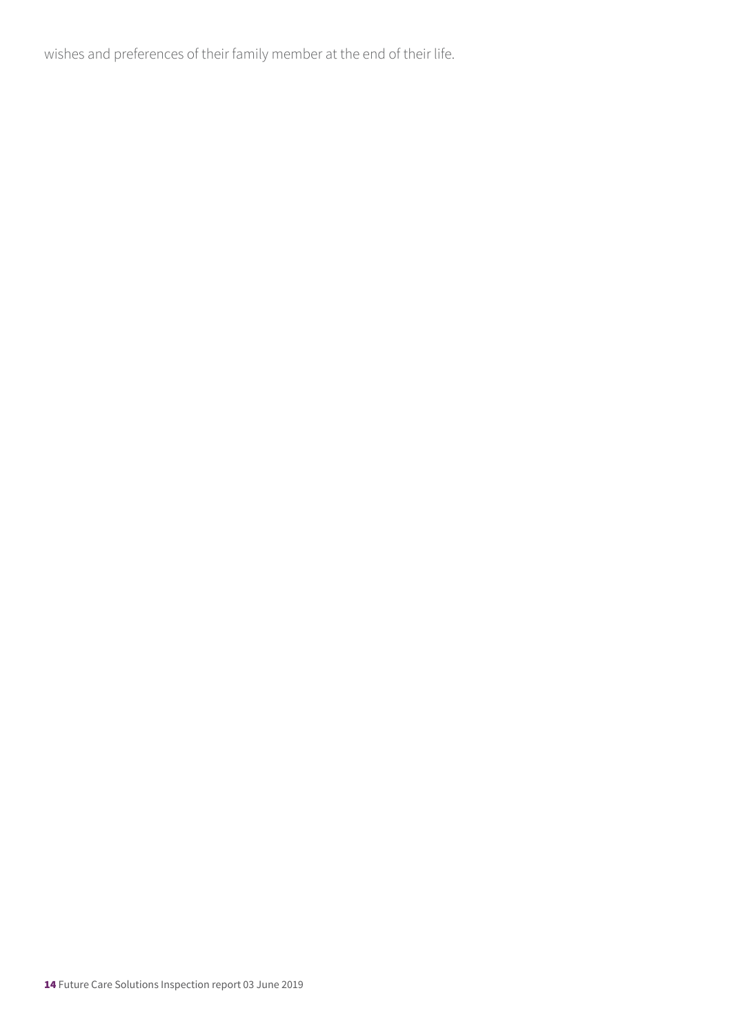wishes and preferences of their family member at the end of their life.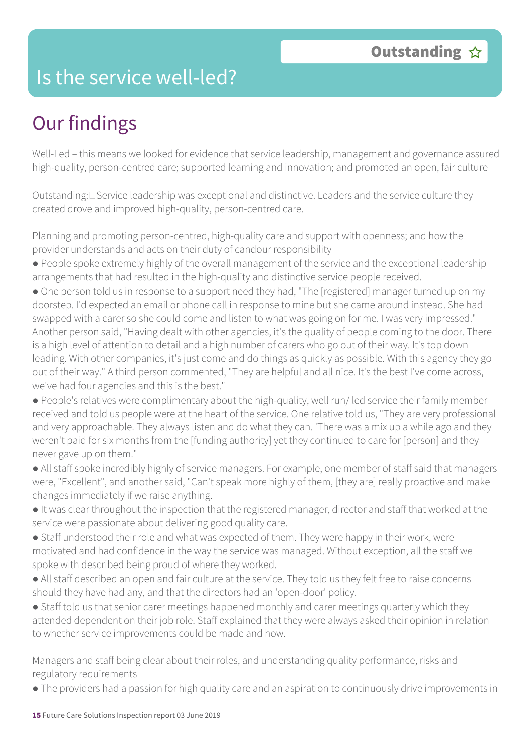# Is the service well-led?

**Outstanding ☆**

## Our findings

Well-Led – this means we looked for evidence that service leadership, management and governance assured high-quality, person-centred care; supported learning and innovation; and promoted an open, fair culture

Outstanding: Service leadership was exceptional and distinctive. Leaders and the service culture they created drove and improved high-quality, person-centred care.

Planning and promoting person-centred, high-quality care and support with openness; and how the provider understands and acts on their duty of candour responsibility

- People spoke extremely highly of the overall management of the service and the exceptional leadership arrangements that had resulted in the high-quality and distinctive service people received.
- One person told us in response to a support need they had, "The [registered] manager turned up on my doorstep. I'd expected an email or phone call in response to mine but she came around instead. She had swapped with a carer so she could come and listen to what was going on for me. I was very impressed." Another person said, "Having dealt with other agencies, it's the quality of people coming to the door. There is a high level of attention to detail and a high number of carers who go out of their way. It's top down leading. With other companies, it's just come and do things as quickly as possible. With this agency they go out of their way." A third person commented, "They are helpful and all nice. It's the best I've come across, we've had four agencies and this is the best."
- People's relatives were complimentary about the high-quality, well run/ led service their family member received and told us people were at the heart of the service. One relative told us, "They are very professional and very approachable. They always listen and do what they can. 'There was a mix up a while ago and they weren't paid for six months from the [funding authority] yet they continued to care for [person] and they never gave up on them."
- All staff spoke incredibly highly of service managers. For example, one member of staff said that managers were, "Excellent", and another said, "Can't speak more highly of them, [they are] really proactive and make changes immediately if we raise anything.
- It was clear throughout the inspection that the registered manager, director and staff that worked at the service were passionate about delivering good quality care.
- Staff understood their role and what was expected of them. They were happy in their work, were motivated and had confidence in the way the service was managed. Without exception, all the staff we spoke with described being proud of where they worked.
- All staff described an open and fair culture at the service. They told us they felt free to raise concerns should they have had any, and that the directors had an 'open-door' policy.
- Staff told us that senior carer meetings happened monthly and carer meetings quarterly which they attended dependent on their job role. Staff explained that they were always asked their opinion in relation to whether service improvements could be made and how.

Managers and staff being clear about their roles, and understanding quality performance, risks and regulatory requirements

- The providers had a passion for high quality care and an aspiration to continuously drive improvements in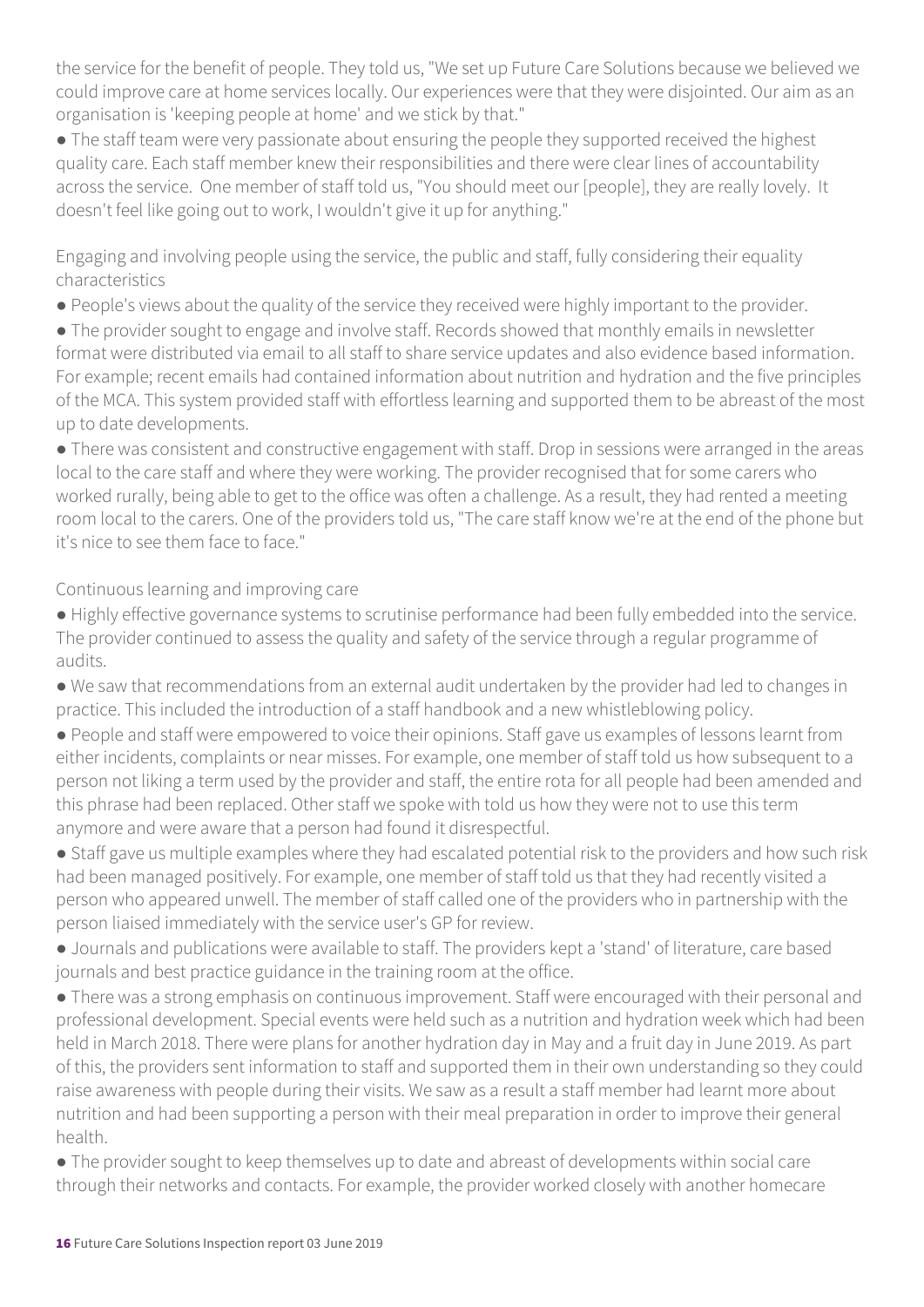the service for the benefit of people. They told us, "We set up Future Care Solutions because we believed we could improve care at home services locally. Our experiences were that they were disjointed. Our aim as an organisation is 'keeping people at home' and we stick by that."

- The staff team were very passionate about ensuring the people they supported received the highest quality care. Each staff member knew their responsibilities and there were clear lines of accountability across the service. One member of staff told us, "You should meet our [people], they are really lovely. It doesn't feel like going out to work, I wouldn't give it up for anything."

Engaging and involving people using the service, the public and staff, fully considering their equality characteristics

- People's views about the quality of the service they received were highly important to the provider.
- The provider sought to engage and involve staff. Records showed that monthly emails in newsletter format were distributed via email to all staff to share service updates and also evidence based information. For example; recent emails had contained information about nutrition and hydration and the five principles of the MCA. This system provided staff with effortless learning and supported them to be abreast of the most up to date developments.
- There was consistent and constructive engagement with staff. Drop in sessions were arranged in the areas local to the care staff and where they were working. The provider recognised that for some carers who worked rurally, being able to get to the office was often a challenge. As a result, they had rented a meeting room local to the carers. One of the providers told us, "The care staff know we're at the end of the phone but it's nice to see them face to face."

Continuous learning and improving care

- Highly effective governance systems to scrutinise performance had been fully embedded into the service. The provider continued to assess the quality and safety of the service through a regular programme of audits.
- We saw that recommendations from an external audit undertaken by the provider had led to changes in practice. This included the introduction of a staff handbook and a new whistleblowing policy.
- People and staff were empowered to voice their opinions. Staff gave us examples of lessons learnt from either incidents, complaints or near misses. For example, one member of staff told us how subsequent to a person not liking a term used by the provider and staff, the entire rota for all people had been amended and this phrase had been replaced. Other staff we spoke with told us how they were not to use this term anymore and were aware that a person had found it disrespectful.
- Staff gave us multiple examples where they had escalated potential risk to the providers and how such risk had been managed positively. For example, one member of staff told us that they had recently visited a person who appeared unwell. The member of staff called one of the providers who in partnership with the person liaised immediately with the service user's GP for review.
- Journals and publications were available to staff. The providers kept a 'stand' of literature, care based journals and best practice guidance in the training room at the office.
- There was a strong emphasis on continuous improvement. Staff were encouraged with their personal and professional development. Special events were held such as a nutrition and hydration week which had been held in March 2018. There were plans for another hydration day in May and a fruit day in June 2019. As part of this, the providers sent information to staff and supported them in their own understanding so they could raise awareness with people during their visits. We saw as a result a staff member had learnt more about nutrition and had been supporting a person with their meal preparation in order to improve their general health.
- The provider sought to keep themselves up to date and abreast of developments within social care through their networks and contacts. For example, the provider worked closely with another homecare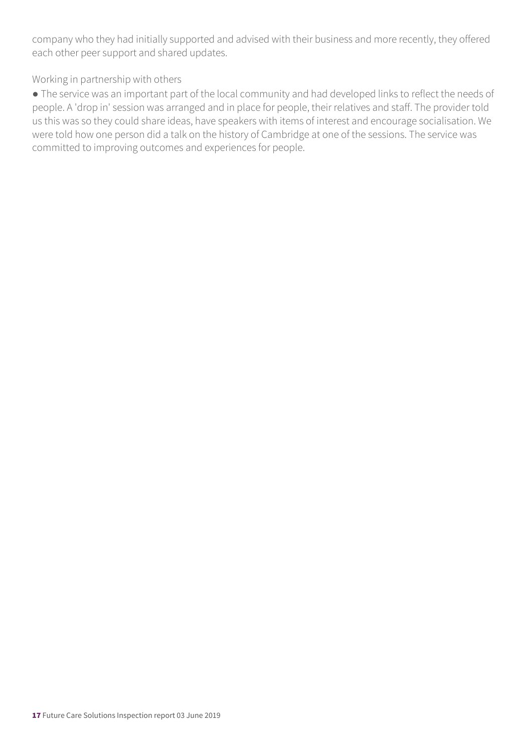company who they had initially supported and advised with their business and more recently, they offered each other peer support and shared updates.

Working in partnership with others

- The service was an important part of the local community and had developed links to reflect the needs of people. A 'drop in' session was arranged and in place for people, their relatives and staff. The provider told us this was so they could share ideas, have speakers with items of interest and encourage socialisation. We were told how one person did a talk on the history of Cambridge at one of the sessions. The service was committed to improving outcomes and experiences for people.